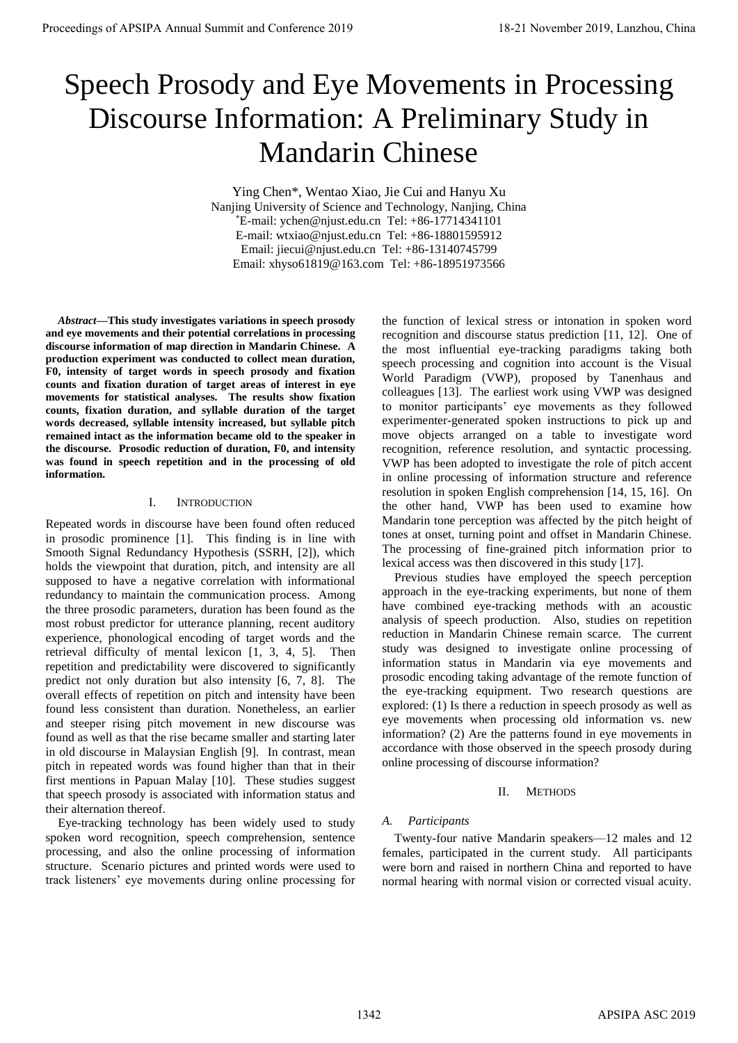# Speech Prosody and Eye Movements in Processing Discourse Information: A Preliminary Study in Mandarin Chinese

Ying Chen*, Wentao Xiao, Jie Cui and Hanyu Xu
Nanjing University of Science and Technology, Nanjing, China
*E-mail: ychen@njust.edu.cn Tel: +86-17714341101
E-mail: wtxiao@njust.edu.cn Tel: +86-18801595912
Email: jiecui@njust.edu.cn Tel: +86-13140745799
Email: xhyso61819@163.com Tel: +86-18951973566

***Abstract*—This study investigates variations in speech prosody and eye movements and their potential correlations in processing discourse information of map direction in Mandarin Chinese. A production experiment was conducted to collect mean duration, F0, intensity of target words in speech prosody and fixation counts and fixation duration of target areas of interest in eye movements for statistical analyses. The results show fixation counts, fixation duration, and syllable duration of the target words decreased, syllable intensity increased, but syllable pitch remained intact as the information became old to the speaker in the discourse. Prosodic reduction of duration, F0, and intensity was found in speech repetition and in the processing of old information.**

## I. Introduction

Repeated words in discourse have been found often reduced in prosodic prominence [1]. This finding is in line with Smooth Signal Redundancy Hypothesis (SSRH, [2]), which holds the viewpoint that duration, pitch, and intensity are all supposed to have a negative correlation with informational redundancy to maintain the communication process. Among the three prosodic parameters, duration has been found as the most robust predictor for utterance planning, recent auditory experience, phonological encoding of target words and the retrieval difficulty of mental lexicon [1, 3, 4, 5]. Then repetition and predictability were discovered to significantly predict not only duration but also intensity [6, 7, 8]. The overall effects of repetition on pitch and intensity have been found less consistent than duration. Nonetheless, an earlier and steeper rising pitch movement in new discourse was found as well as that the rise became smaller and starting later in old discourse in Malaysian English [9]. In contrast, mean pitch in repeated words was found higher than that in their first mentions in Papuan Malay [10]. These studies suggest that speech prosody is associated with information status and their alternation thereof.

Eye-tracking technology has been widely used to study spoken word recognition, speech comprehension, sentence processing, and also the online processing of information structure. Scenario pictures and printed words were used to track listeners' eye movements during online processing for the function of lexical stress or intonation in spoken word recognition and discourse status prediction [11, 12]. One of the most influential eye-tracking paradigms taking both speech processing and cognition into account is the Visual World Paradigm (VWP), proposed by Tanenhaus and colleagues [13]. The earliest work using VWP was designed to monitor participants' eye movements as they followed experimenter-generated spoken instructions to pick up and move objects arranged on a table to investigate word recognition, reference resolution, and syntactic processing. VWP has been adopted to investigate the role of pitch accent in online processing of information structure and reference resolution in spoken English comprehension [14, 15, 16]. On the other hand, VWP has been used to examine how Mandarin tone perception was affected by the pitch height of tones at onset, turning point and offset in Mandarin Chinese. The processing of fine-grained pitch information prior to lexical access was then discovered in this study [17].

Previous studies have employed the speech perception approach in the eye-tracking experiments, but none of them have combined eye-tracking methods with an acoustic analysis of speech production. Also, studies on repetition reduction in Mandarin Chinese remain scarce. The current study was designed to investigate online processing of information status in Mandarin via eye movements and prosodic encoding taking advantage of the remote function of the eye-tracking equipment. Two research questions are explored: (1) Is there a reduction in speech prosody as well as eye movements when processing old information vs. new information? (2) Are the patterns found in eye movements in accordance with those observed in the speech prosody during online processing of discourse information?

## II. Methods

### *A. Participants*

Twenty-four native Mandarin speakers—12 males and 12 females, participated in the current study. All participants were born and raised in northern China and reported to have normal hearing with normal vision or corrected visual acuity.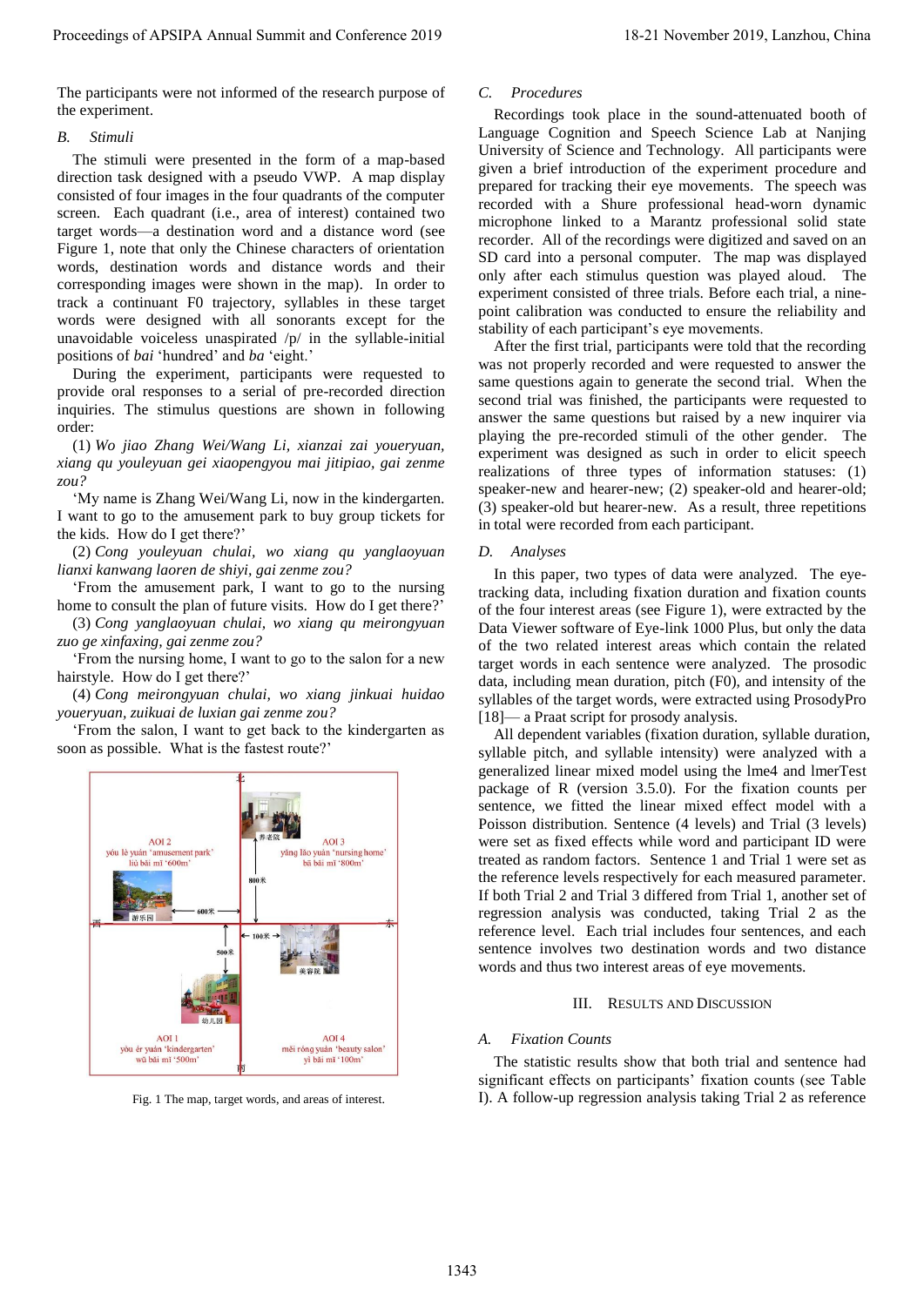The participants were not informed of the research purpose of the experiment.

### B. *Stimuli*

The stimuli were presented in the form of a map-based direction task designed with a pseudo VWP. A map display consisted of four images in the four quadrants of the computer screen. Each quadrant (i.e., area of interest) contained two target words—a destination word and a distance word (see Figure 1, note that only the Chinese characters of orientation words, destination words and distance words and their corresponding images were shown in the map). In order to track a continuant F0 trajectory, syllables in these target words were designed with all sonorants except for the unavoidable voiceless unaspirated /p/ in the syllable-initial positions of *bai* 'hundred' and *ba* 'eight.'

During the experiment, participants were requested to provide oral responses to a serial of pre-recorded direction inquiries. The stimulus questions are shown in following order:

(1) *Wo jiao Zhang Wei/Wang Li, xianzai zai youeryuan, xiang qu youleyuan gei xiaopengyou mai jitipiao, gai zenme zou?*

'My name is Zhang Wei/Wang Li, now in the kindergarten. I want to go to the amusement park to buy group tickets for the kids. How do I get there?'

(2) *Cong youleyuan chulai, wo xiang qu yanglaoyuan lianxi kanwang laoren de shiyi, gai zenme zou?*

'From the amusement park, I want to go to the nursing home to consult the plan of future visits. How do I get there?'

(3) *Cong yanglaoyuan chulai, wo xiang qu meirongyuan zuo ge xinfaxing, gai zenme zou?*

'From the nursing home, I want to go to the salon for a new hairstyle. How do I get there?'

(4) *Cong meirongyuan chulai, wo xiang jinkuai huidao youeryuan, zuikuai de luxian gai zenme zou?*

'From the salon, I want to get back to the kindergarten as soon as possible. What is the fastest route?'

Fig. 1 The map, target words, and areas of interest.

### C. *Procedures*

Recordings took place in the sound-attenuated booth of Language Cognition and Speech Science Lab at Nanjing University of Science and Technology. All participants were given a brief introduction of the experiment procedure and prepared for tracking their eye movements. The speech was recorded with a Shure professional head-worn dynamic microphone linked to a Marantz professional solid state recorder. All of the recordings were digitized and saved on an SD card into a personal computer. The map was displayed only after each stimulus question was played aloud. The experiment consisted of three trials. Before each trial, a nine-point calibration was conducted to ensure the reliability and stability of each participant's eye movements.

After the first trial, participants were told that the recording was not properly recorded and were requested to answer the same questions again to generate the second trial. When the second trial was finished, the participants were requested to answer the same questions but raised by a new inquirer via playing the pre-recorded stimuli of the other gender. The experiment was designed as such in order to elicit speech realizations of three types of information statuses: (1) speaker-new and hearer-new; (2) speaker-old and hearer-old; (3) speaker-old but hearer-new. As a result, three repetitions in total were recorded from each participant.

### D. *Analyses*

In this paper, two types of data were analyzed. The eye-tracking data, including fixation duration and fixation counts of the four interest areas (see Figure 1), were extracted by the Data Viewer software of Eye-link 1000 Plus, but only the data of the two related interest areas which contain the related target words in each sentence were analyzed. The prosodic data, including mean duration, pitch (F0), and intensity of the syllables of the target words, were extracted using ProsodyPro [18]— a Praat script for prosody analysis.

All dependent variables (fixation duration, syllable duration, syllable pitch, and syllable intensity) were analyzed with a generalized linear mixed model using the lme4 and lmerTest package of R (version 3.5.0). For the fixation counts per sentence, we fitted the linear mixed effect model with a Poisson distribution. Sentence (4 levels) and Trial (3 levels) were set as fixed effects while word and participant ID were treated as random factors. Sentence 1 and Trial 1 were set as the reference levels respectively for each measured parameter. If both Trial 2 and Trial 3 differed from Trial 1, another set of regression analysis was conducted, taking Trial 2 as the reference level. Each trial includes four sentences, and each sentence involves two destination words and two distance words and thus two interest areas of eye movements.

## III. Results and Discussion

### A. *Fixation Counts*

The statistic results show that both trial and sentence had significant effects on participants' fixation counts (see Table I). A follow-up regression analysis taking Trial 2 as reference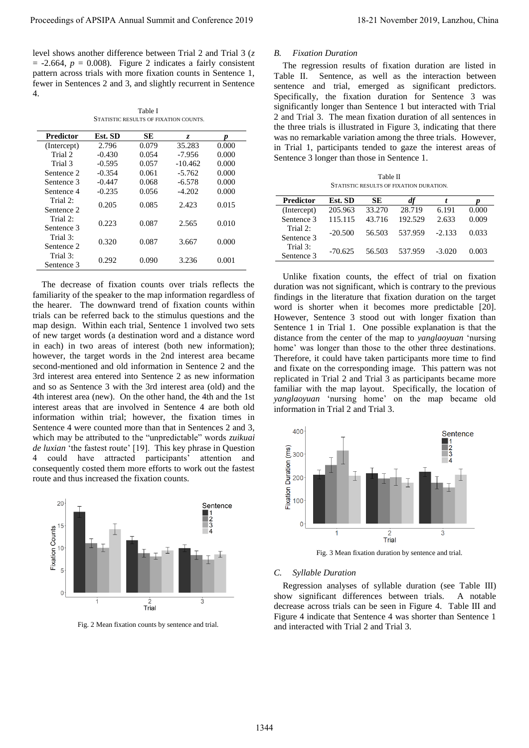level shows another difference between Trial 2 and Trial 3 ($z$ = -2.664, $p$ = 0.008). Figure 2 indicates a fairly consistent pattern across trials with more fixation counts in Sentence 1, fewer in Sentences 2 and 3, and slightly recurrent in Sentence 4.

Table I
STATISTIC RESULTS OF FIXATION COUNTS.

| Predictor | Est. SD | SE | $z$ | $p$ |
|---|---|---|---|---|
| (Intercept) | 2.796 | 0.079 | 35.283 | 0.000 |
| Trial 2 | -0.430 | 0.054 | -7.956 | 0.000 |
| Trial 3 | -0.595 | 0.057 | -10.462 | 0.000 |
| Sentence 2 | -0.354 | 0.061 | -5.762 | 0.000 |
| Sentence 3 | -0.447 | 0.068 | -6.578 | 0.000 |
| Sentence 4 | -0.235 | 0.056 | -4.202 | 0.000 |
| Trial 2: Sentence 2 | 0.205 | 0.085 | 2.423 | 0.015 |
| Trial 2: Sentence 3 | 0.223 | 0.087 | 2.565 | 0.010 |
| Trial 3: Sentence 2 | 0.320 | 0.087 | 3.667 | 0.000 |
| Trial 3: Sentence 3 | 0.292 | 0.090 | 3.236 | 0.001 |

The decrease of fixation counts over trials reflects the familiarity of the speaker to the map information regardless of the hearer. The downward trend of fixation counts within trials can be referred back to the stimulus questions and the map design. Within each trial, Sentence 1 involved two sets of new target words (a destination word and a distance word in each) in two areas of interest (both new information); however, the target words in the 2nd interest area became second-mentioned and old information in Sentence 2 and the 3rd interest area entered into Sentence 2 as new information and so as Sentence 3 with the 3rd interest area (old) and the 4th interest area (new). On the other hand, the 4th and the 1st interest areas that are involved in Sentence 4 are both old information within trial; however, the fixation times in Sentence 4 were counted more than that in Sentences 2 and 3, which may be attributed to the "unpredictable" words *zuikuai de luxian* 'the fastest route' [19]. This key phrase in Question 4 could have attracted participants' attention and consequently costed them more efforts to work out the fastest route and thus increased the fixation counts.

Fig. 2 Mean fixation counts by sentence and trial.

### B. Fixation Duration

The regression results of fixation duration are listed in Table II. Sentence, as well as the interaction between sentence and trial, emerged as significant predictors. Specifically, the fixation duration for Sentence 3 was significantly longer than Sentence 1 but interacted with Trial 2 and Trial 3. The mean fixation duration of all sentences in the three trials is illustrated in Figure 3, indicating that there was no remarkable variation among the three trials. However, in Trial 1, participants tended to gaze the interest areas of Sentence 3 longer than those in Sentence 1.

Table II
STATISTIC RESULTS OF FIXATION DURATION.

| Predictor | Est. SD | SE | $df$ | $t$ | $p$ |
|---|---|---|---|---|---|
| (Intercept) | 205.963 | 33.270 | 28.719 | 6.191 | 0.000 |
| Sentence 3 | 115.115 | 43.716 | 192.529 | 2.633 | 0.009 |
| Trial 2: Sentence 3 | -20.500 | 56.503 | 537.959 | -2.133 | 0.033 |
| Trial 3: Sentence 3 | -70.625 | 56.503 | 537.959 | -3.020 | 0.003 |

Unlike fixation counts, the effect of trial on fixation duration was not significant, which is contrary to the previous findings in the literature that fixation duration on the target word is shorter when it becomes more predictable [20]. However, Sentence 3 stood out with longer fixation than Sentence 1 in Trial 1. One possible explanation is that the distance from the center of the map to *yanglaoyuan* 'nursing home' was longer than those to the other three destinations. Therefore, it could have taken participants more time to find and fixate on the corresponding image. This pattern was not replicated in Trial 2 and Trial 3 as participants became more familiar with the map layout. Specifically, the location of *yanglaoyuan* 'nursing home' on the map became old information in Trial 2 and Trial 3.

Fig. 3 Mean fixation duration by sentence and trial.

### C. Syllable Duration

Regression analyses of syllable duration (see Table III) show significant differences between trials. A notable decrease across trials can be seen in Figure 4. Table III and Figure 4 indicate that Sentence 4 was shorter than Sentence 1 and interacted with Trial 2 and Trial 3.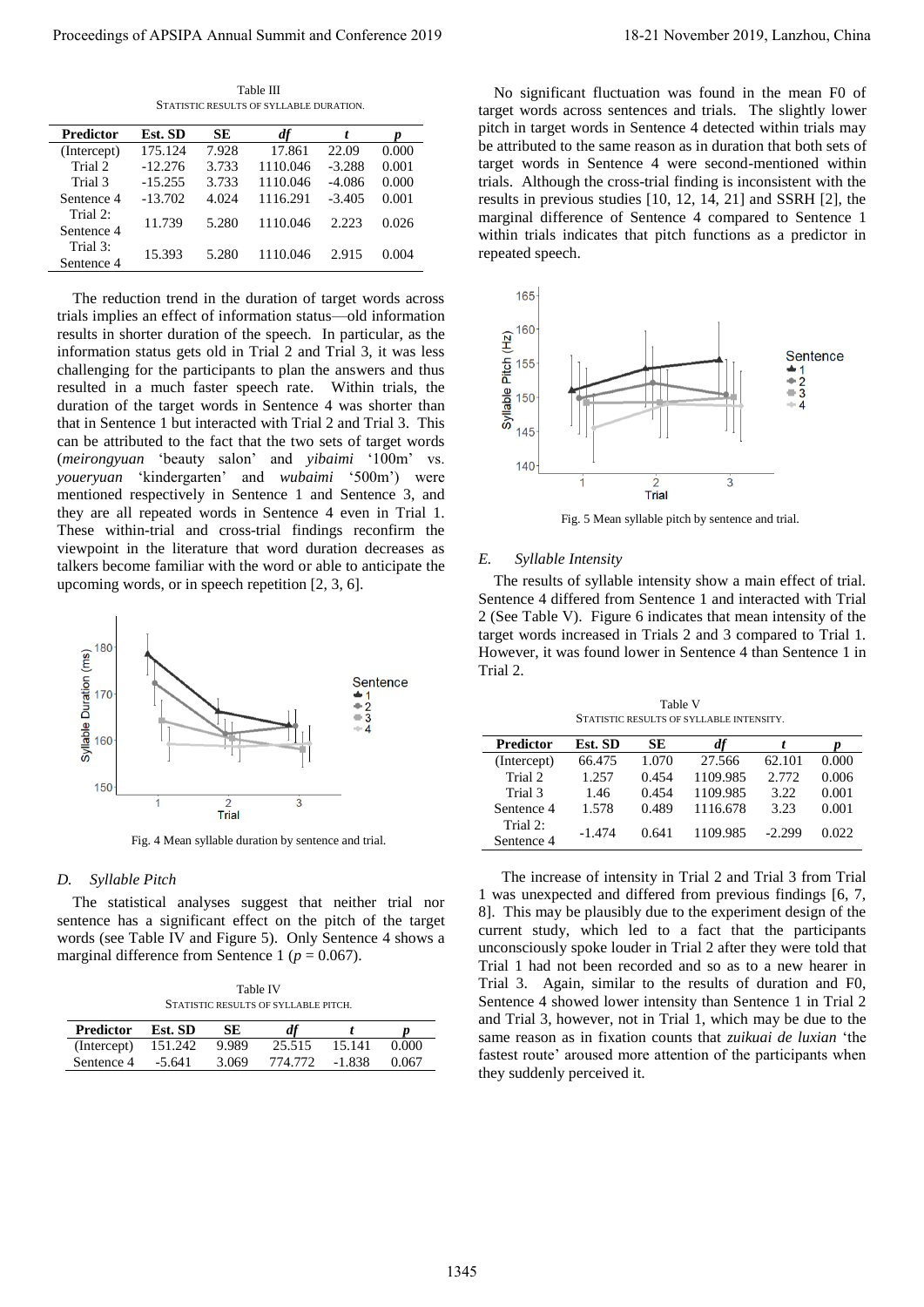Table III
STATISTIC RESULTS OF SYLLABLE DURATION.

| Predictor | Est. SD | SE | *df* | *t* | *p* |
|---|---|---|---|---|---|
| (Intercept) | 175.124 | 7.928 | 17.861 | 22.09 | 0.000 |
| Trial 2 | -12.276 | 3.733 | 1110.046 | -3.288 | 0.001 |
| Trial 3 | -15.255 | 3.733 | 1110.046 | -4.086 | 0.000 |
| Sentence 4 | -13.702 | 4.024 | 1116.291 | -3.405 | 0.001 |
| Trial 2: Sentence 4 | 11.739 | 5.280 | 1110.046 | 2.223 | 0.026 |
| Trial 3: Sentence 4 | 15.393 | 5.280 | 1110.046 | 2.915 | 0.004 |

The reduction trend in the duration of target words across trials implies an effect of information status—old information results in shorter duration of the speech. In particular, as the information status gets old in Trial 2 and Trial 3, it was less challenging for the participants to plan the answers and thus resulted in a much faster speech rate. Within trials, the duration of the target words in Sentence 4 was shorter than that in Sentence 1 but interacted with Trial 2 and Trial 3. This can be attributed to the fact that the two sets of target words (*meirongyuan* 'beauty salon' and *yibaimi* '100m' vs. *youeryuan* 'kindergarten' and *wubaimi* '500m') were mentioned respectively in Sentence 1 and Sentence 3, and they are all repeated words in Sentence 4 even in Trial 1. These within-trial and cross-trial findings reconfirm the viewpoint in the literature that word duration decreases as talkers become familiar with the word or able to anticipate the upcoming words, or in speech repetition [2, 3, 6].

Fig. 4 Mean syllable duration by sentence and trial.

## D. Syllable Pitch

The statistical analyses suggest that neither trial nor sentence has a significant effect on the pitch of the target words (see Table IV and Figure 5). Only Sentence 4 shows a marginal difference from Sentence 1 ($p = 0.067$).

Table IV
STATISTIC RESULTS OF SYLLABLE PITCH.

| Predictor | Est. SD | SE | *df* | *t* | *p* |
|---|---|---|---|---|---|
| (Intercept) | 151.242 | 9.989 | 25.515 | 15.141 | 0.000 |
| Sentence 4 | -5.641 | 3.069 | 774.772 | -1.838 | 0.067 |

No significant fluctuation was found in the mean F0 of target words across sentences and trials. The slightly lower pitch in target words in Sentence 4 detected within trials may be attributed to the same reason as in duration that both sets of target words in Sentence 4 were second-mentioned within trials. Although the cross-trial finding is inconsistent with the results in previous studies [10, 12, 14, 21] and SSRH [2], the marginal difference of Sentence 4 compared to Sentence 1 within trials indicates that pitch functions as a predictor in repeated speech.

Fig. 5 Mean syllable pitch by sentence and trial.

## E. Syllable Intensity

The results of syllable intensity show a main effect of trial. Sentence 4 differed from Sentence 1 and interacted with Trial 2 (See Table V). Figure 6 indicates that mean intensity of the target words increased in Trials 2 and 3 compared to Trial 1. However, it was found lower in Sentence 4 than Sentence 1 in Trial 2.

Table V
STATISTIC RESULTS OF SYLLABLE INTENSITY.

| Predictor | Est. SD | SE | *df* | *t* | *p* |
|---|---|---|---|---|---|
| (Intercept) | 66.475 | 1.070 | 27.566 | 62.101 | 0.000 |
| Trial 2 | 1.257 | 0.454 | 1109.985 | 2.772 | 0.006 |
| Trial 3 | 1.46 | 0.454 | 1109.985 | 3.22 | 0.001 |
| Sentence 4 | 1.578 | 0.489 | 1116.678 | 3.23 | 0.001 |
| Trial 2: Sentence 4 | -1.474 | 0.641 | 1109.985 | -2.299 | 0.022 |

The increase of intensity in Trial 2 and Trial 3 from Trial 1 was unexpected and differed from previous findings [6, 7, 8]. This may be plausibly due to the experiment design of the current study, which led to a fact that the participants unconsciously spoke louder in Trial 2 after they were told that Trial 1 had not been recorded and so as to a new hearer in Trial 3. Again, similar to the results of duration and F0, Sentence 4 showed lower intensity than Sentence 1 in Trial 2 and Trial 3, however, not in Trial 1, which may be due to the same reason as in fixation counts that *zuikuai de luxian* 'the fastest route' aroused more attention of the participants when they suddenly perceived it.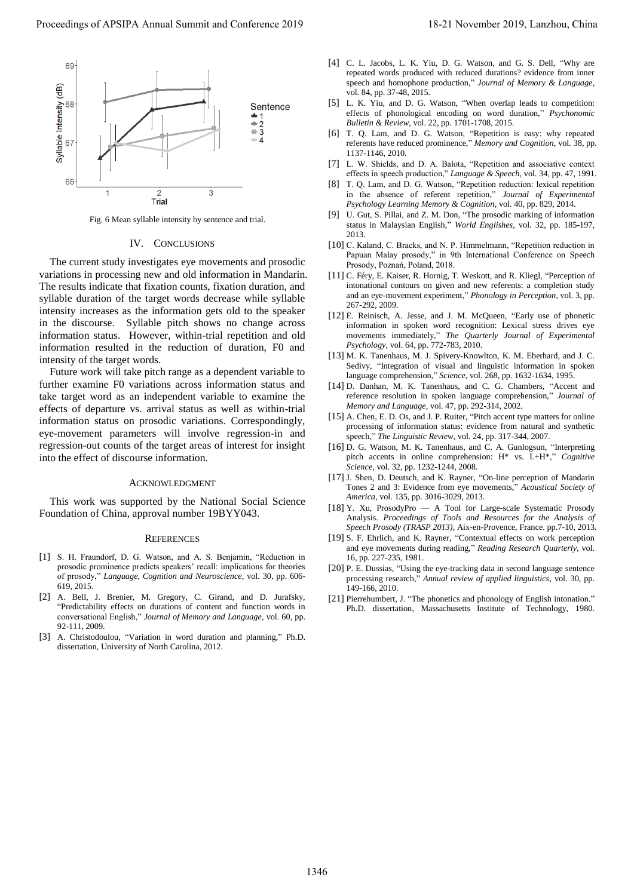69

68

67

66

Syllable Intensity (dB)

1 2 3

Trial

Sentence
1
2
3
4

Fig. 6 Mean syllable intensity by sentence and trial.

## IV. Conclusions

The current study investigates eye movements and prosodic variations in processing new and old information in Mandarin. The results indicate that fixation counts, fixation duration, and syllable duration of the target words decrease while syllable intensity increases as the information gets old to the speaker in the discourse. Syllable pitch shows no change across information status. However, within-trial repetition and old information resulted in the reduction of duration, F0 and intensity of the target words.

Future work will take pitch range as a dependent variable to further examine F0 variations across information status and take target word as an independent variable to examine the effects of departure vs. arrival status as well as within-trial information status on prosodic variations. Correspondingly, eye-movement parameters will involve regression-in and regression-out counts of the target areas of interest for insight into the effect of discourse information.

## Acknowledgment

This work was supported by the National Social Science Foundation of China, approval number 19BYY043.

## References

[1] S. H. Fraundorf, D. G. Watson, and A. S. Benjamin, "Reduction in prosodic prominence predicts speakers' recall: implications for theories of prosody," *Language, Cognition and Neuroscience*, vol. 30, pp. 606-619, 2015.

[2] A. Bell, J. Brenier, M. Gregory, C. Girand, and D. Jurafsky, "Predictability effects on durations of content and function words in conversational English," *Journal of Memory and Language*, vol. 60, pp. 92-111, 2009.

[3] A. Christodoulou, "Variation in word duration and planning," Ph.D. dissertation, University of North Carolina, 2012.

[4] C. L. Jacobs, L. K. Yiu, D. G. Watson, and G. S. Dell, "Why are repeated words produced with reduced durations? evidence from inner speech and homophone production," *Journal of Memory & Language*, vol. 84, pp. 37-48, 2015.

[5] L. K. Yiu, and D. G. Watson, "When overlap leads to competition: effects of phonological encoding on word duration," *Psychonomic Bulletin & Review*, vol. 22, pp. 1701-1708, 2015.

[6] T. Q. Lam, and D. G. Watson, "Repetition is easy: why repeated referents have reduced prominence," *Memory and Cognition*, vol. 38, pp. 1137-1146, 2010.

[7] L. W. Shields, and D. A. Balota, "Repetition and associative context effects in speech production," *Language & Speech*, vol. 34, pp. 47, 1991.

[8] T. Q. Lam, and D. G. Watson, "Repetition reduction: lexical repetition in the absence of referent repetition," *Journal of Experimental Psychology Learning Memory & Cognition*, vol. 40, pp. 829, 2014.

[9] U. Gut, S. Pillai, and Z. M. Don, "The prosodic marking of information status in Malaysian English," *World Englishes*, vol. 32, pp. 185-197, 2013.

[10] C. Kaland, C. Bracks, and N. P. Himmelmann, "Repetition reduction in Papuan Malay prosody," in 9th International Conference on Speech Prosody, Poznań, Poland, 2018.

[11] C. Féry, E. Kaiser, R. Hornig, T. Weskott, and R. Kliegl, "Perception of intonational contours on given and new referents: a completion study and an eye-movement experiment," *Phonology in Perception*, vol. 3, pp. 267-292, 2009.

[12] E. Reinisch, A. Jesse, and J. M. McQueen, "Early use of phonetic information in spoken word recognition: Lexical stress drives eye movements immediately," *The Quarterly Journal of Experimental Psychology*, vol. 64, pp. 772-783, 2010.

[13] M. K. Tanenhaus, M. J. Spivery-Knowlton, K. M. Eberhard, and J. C. Sedivy, "Integration of visual and linguistic information in spoken language comprehension," *Science*, vol. 268, pp. 1632-1634, 1995.

[14] D. Danhan, M. K. Tanenhaus, and C. G. Chambers, "Accent and reference resolution in spoken language comprehension," *Journal of Memory and Language*, vol. 47, pp. 292-314, 2002.

[15] A. Chen, E. D. Os, and J. P. Ruiter, "Pitch accent type matters for online processing of information status: evidence from natural and synthetic speech," *The Linguistic Review*, vol. 24, pp. 317-344, 2007.

[16] D. G. Watson, M. K. Tanenhaus, and C. A. Gunlogsun, "Interpreting pitch accents in online comprehension: H* vs. L+H*," *Cognitive Science*, vol. 32, pp. 1232-1244, 2008.

[17] J. Shen, D. Deutsch, and K. Rayner, "On-line perception of Mandarin Tones 2 and 3: Evidence from eye movements," *Acoustical Society of America*, vol. 135, pp. 3016-3029, 2013.

[18] Y. Xu, ProsodyPro — A Tool for Large-scale Systematic Prosody Analysis. *Proceedings of Tools and Resources for the Analysis of Speech Prosody (TRASP 2013)*, Aix-en-Provence, France. pp.7-10, 2013.

[19] S. F. Ehrlich, and K. Rayner, "Contextual effects on work perception and eye movements during reading," *Reading Research Quarterly*, vol. 16, pp. 227-235, 1981.

[20] P. E. Dussias, "Using the eye-tracking data in second language sentence processing research," *Annual review of applied linguistics*, vol. 30, pp. 149-166, 2010.

[21] Pierrehumbert, J. "The phonetics and phonology of English intonation." Ph.D. dissertation, Massachusetts Institute of Technology, 1980.